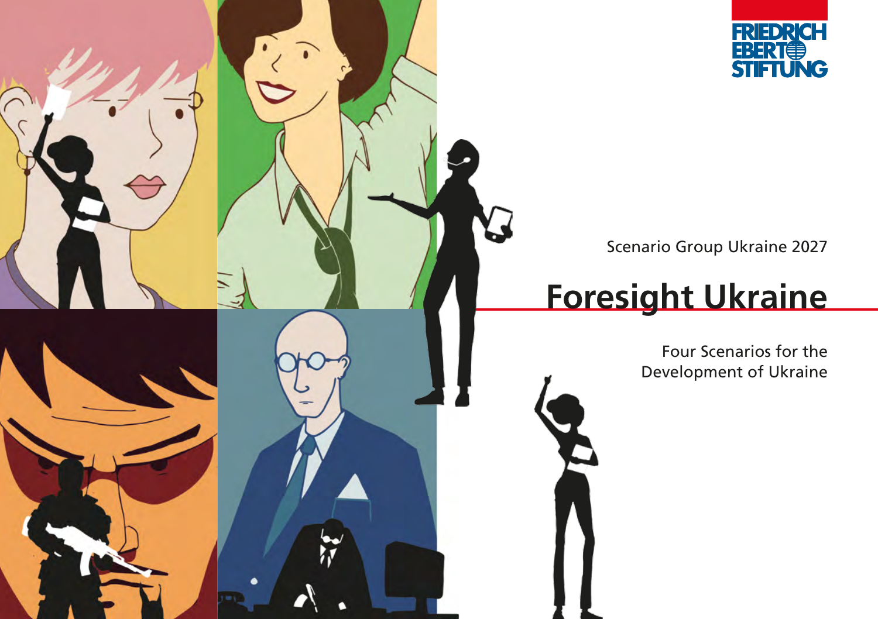FRIEDRICH EBERT STIFTUNG

Scenario Group Ukraine 2027

# Foresight Ukraine

Four Scenarios for the Development of Ukraine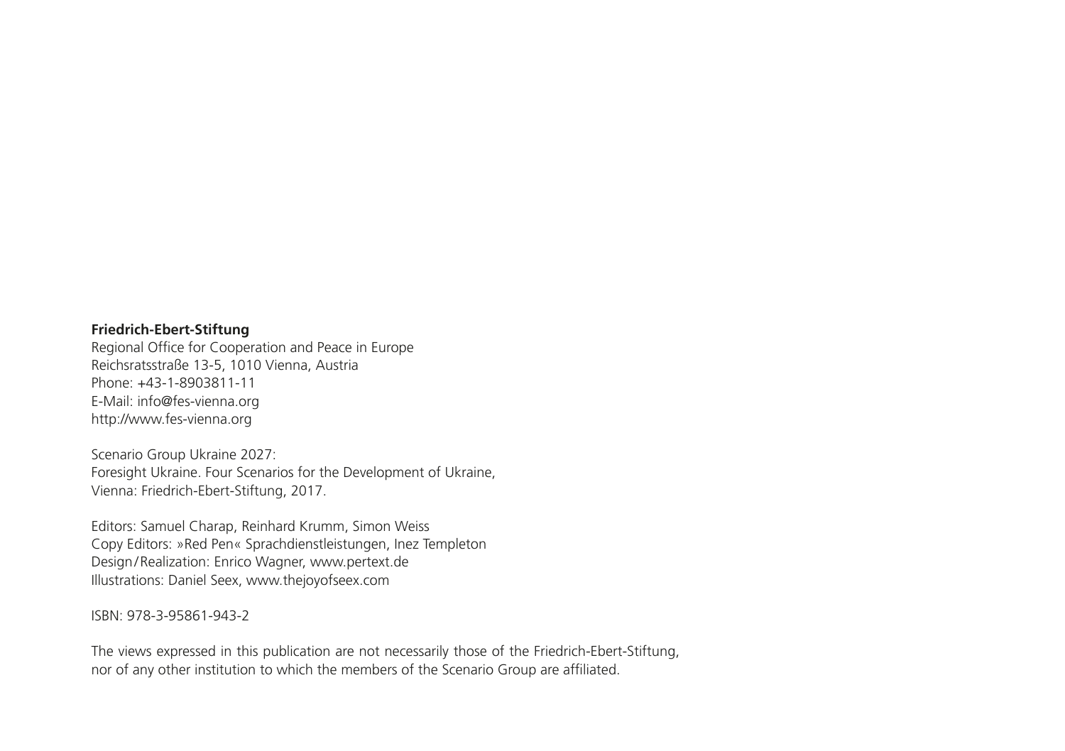**Friedrich-Ebert-Stiftung**
Regional Office for Cooperation and Peace in Europe
Reichsratsstraße 13-5, 1010 Vienna, Austria
Phone: +43-1-8903811-11
E-Mail: info@fes-vienna.org
http://www.fes-vienna.org

Scenario Group Ukraine 2027:
Foresight Ukraine. Four Scenarios for the Development of Ukraine,
Vienna: Friedrich-Ebert-Stiftung, 2017.

Editors: Samuel Charap, Reinhard Krumm, Simon Weiss
Copy Editors: »Red Pen« Sprachdienstleistungen, Inez Templeton
Design/Realization: Enrico Wagner, www.pertext.de
Illustrations: Daniel Seex, www.thejoyofseex.com

ISBN: 978-3-95861-943-2

The views expressed in this publication are not necessarily those of the Friedrich-Ebert-Stiftung, nor of any other institution to which the members of the Scenario Group are affiliated.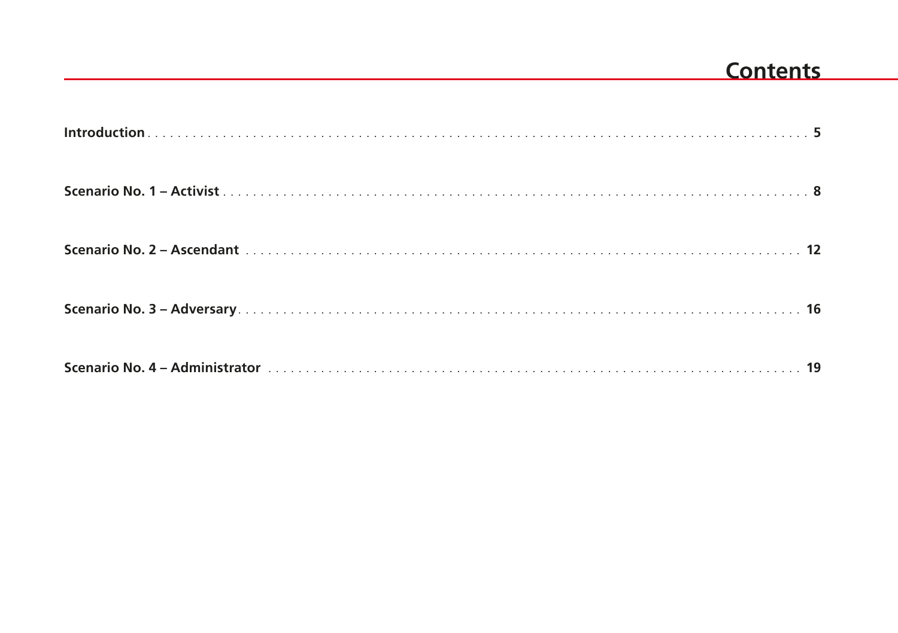# Contents

**Introduction** . . . . . . . . . . . . . . . . . . . . . . . . . . . . . . . . . . . . . . . . . . . . . . . . . . . . . . . . . . . . . . . . . . . . . . . . . . . . . . . **5**

**Scenario No. 1 – Activist** . . . . . . . . . . . . . . . . . . . . . . . . . . . . . . . . . . . . . . . . . . . . . . . . . . . . . . . . . . . . . . . . . . . . . . . . **8**

**Scenario No. 2 – Ascendant** . . . . . . . . . . . . . . . . . . . . . . . . . . . . . . . . . . . . . . . . . . . . . . . . . . . . . . . . . . . . . . . . . . . . . **12**

**Scenario No. 3 – Adversary** . . . . . . . . . . . . . . . . . . . . . . . . . . . . . . . . . . . . . . . . . . . . . . . . . . . . . . . . . . . . . . . . . . . . . . **16**

**Scenario No. 4 – Administrator** . . . . . . . . . . . . . . . . . . . . . . . . . . . . . . . . . . . . . . . . . . . . . . . . . . . . . . . . . . . . . . . . . **19**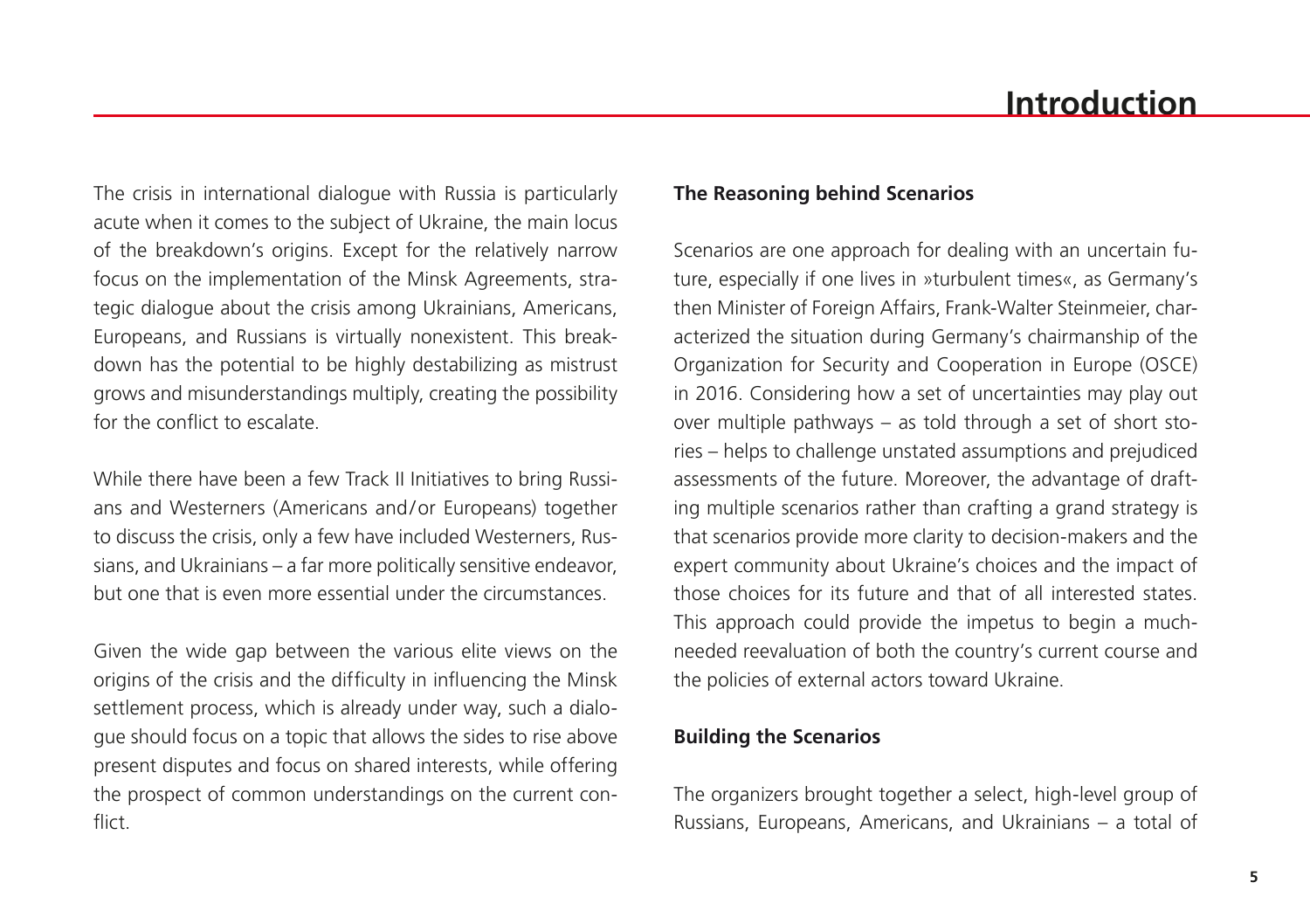# Introduction

The crisis in international dialogue with Russia is particularly acute when it comes to the subject of Ukraine, the main locus of the breakdown's origins. Except for the relatively narrow focus on the implementation of the Minsk Agreements, strategic dialogue about the crisis among Ukrainians, Americans, Europeans, and Russians is virtually nonexistent. This breakdown has the potential to be highly destabilizing as mistrust grows and misunderstandings multiply, creating the possibility for the conflict to escalate.

While there have been a few Track II Initiatives to bring Russians and Westerners (Americans and/or Europeans) together to discuss the crisis, only a few have included Westerners, Russians, and Ukrainians – a far more politically sensitive endeavor, but one that is even more essential under the circumstances.

Given the wide gap between the various elite views on the origins of the crisis and the difficulty in influencing the Minsk settlement process, which is already under way, such a dialogue should focus on a topic that allows the sides to rise above present disputes and focus on shared interests, while offering the prospect of common understandings on the current conflict.

**The Reasoning behind Scenarios**

Scenarios are one approach for dealing with an uncertain future, especially if one lives in »turbulent times«, as Germany's then Minister of Foreign Affairs, Frank-Walter Steinmeier, characterized the situation during Germany's chairmanship of the Organization for Security and Cooperation in Europe (OSCE) in 2016. Considering how a set of uncertainties may play out over multiple pathways – as told through a set of short stories – helps to challenge unstated assumptions and prejudiced assessments of the future. Moreover, the advantage of drafting multiple scenarios rather than crafting a grand strategy is that scenarios provide more clarity to decision-makers and the expert community about Ukraine's choices and the impact of those choices for its future and that of all interested states. This approach could provide the impetus to begin a much-needed reevaluation of both the country's current course and the policies of external actors toward Ukraine.

**Building the Scenarios**

The organizers brought together a select, high-level group of Russians, Europeans, Americans, and Ukrainians – a total of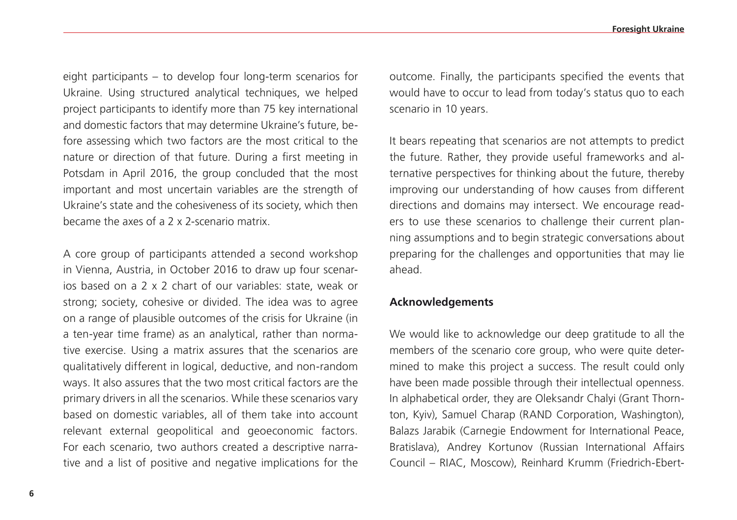eight participants – to develop four long-term scenarios for Ukraine. Using structured analytical techniques, we helped project participants to identify more than 75 key international and domestic factors that may determine Ukraine's future, before assessing which two factors are the most critical to the nature or direction of that future. During a first meeting in Potsdam in April 2016, the group concluded that the most important and most uncertain variables are the strength of Ukraine's state and the cohesiveness of its society, which then became the axes of a 2 x 2-scenario matrix.

A core group of participants attended a second workshop in Vienna, Austria, in October 2016 to draw up four scenarios based on a 2 x 2 chart of our variables: state, weak or strong; society, cohesive or divided. The idea was to agree on a range of plausible outcomes of the crisis for Ukraine (in a ten-year time frame) as an analytical, rather than normative exercise. Using a matrix assures that the scenarios are qualitatively different in logical, deductive, and non-random ways. It also assures that the two most critical factors are the primary drivers in all the scenarios. While these scenarios vary based on domestic variables, all of them take into account relevant external geopolitical and geoeconomic factors. For each scenario, two authors created a descriptive narrative and a list of positive and negative implications for the outcome. Finally, the participants specified the events that would have to occur to lead from today's status quo to each scenario in 10 years.

It bears repeating that scenarios are not attempts to predict the future. Rather, they provide useful frameworks and alternative perspectives for thinking about the future, thereby improving our understanding of how causes from different directions and domains may intersect. We encourage readers to use these scenarios to challenge their current planning assumptions and to begin strategic conversations about preparing for the challenges and opportunities that may lie ahead.

**Acknowledgements**

We would like to acknowledge our deep gratitude to all the members of the scenario core group, who were quite determined to make this project a success. The result could only have been made possible through their intellectual openness. In alphabetical order, they are Oleksandr Chalyi (Grant Thornton, Kyiv), Samuel Charap (RAND Corporation, Washington), Balazs Jarabik (Carnegie Endowment for International Peace, Bratislava), Andrey Kortunov (Russian International Affairs Council – RIAC, Moscow), Reinhard Krumm (Friedrich-Ebert-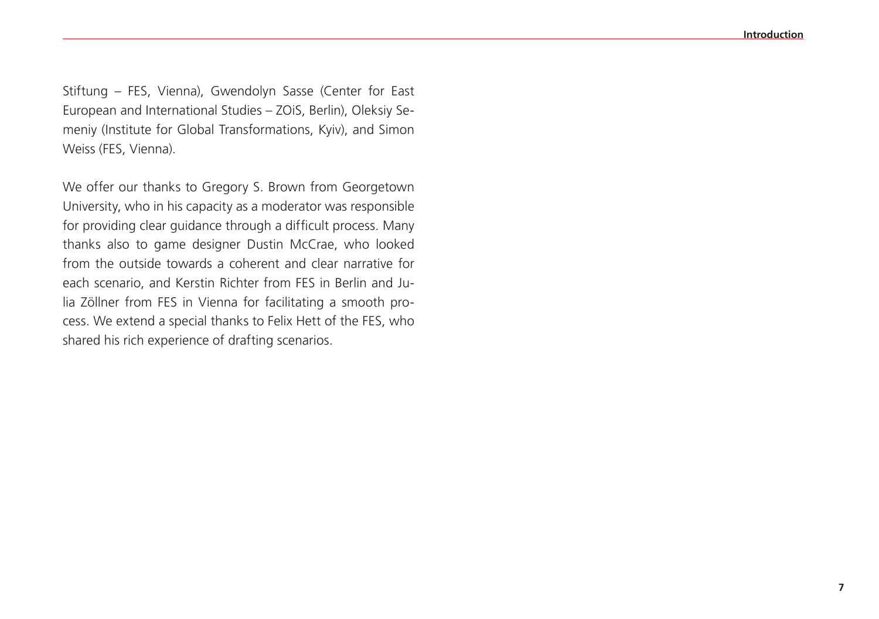Stiftung – FES, Vienna), Gwendolyn Sasse (Center for East European and International Studies – ZOiS, Berlin), Oleksiy Semeniy (Institute for Global Transformations, Kyiv), and Simon Weiss (FES, Vienna).

We offer our thanks to Gregory S. Brown from Georgetown University, who in his capacity as a moderator was responsible for providing clear guidance through a difficult process. Many thanks also to game designer Dustin McCrae, who looked from the outside towards a coherent and clear narrative for each scenario, and Kerstin Richter from FES in Berlin and Julia Zöllner from FES in Vienna for facilitating a smooth process. We extend a special thanks to Felix Hett of the FES, who shared his rich experience of drafting scenarios.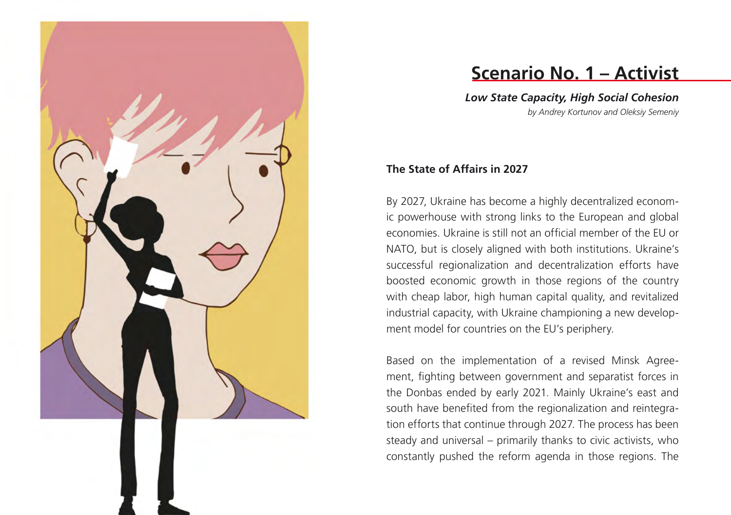## Scenario No. 1 – Activist

***Low State Capacity, High Social Cohesion***

*by Andrey Kortunov and Oleksiy Semeniy*

### The State of Affairs in 2027

By 2027, Ukraine has become a highly decentralized economic powerhouse with strong links to the European and global economies. Ukraine is still not an official member of the EU or NATO, but is closely aligned with both institutions. Ukraine's successful regionalization and decentralization efforts have boosted economic growth in those regions of the country with cheap labor, high human capital quality, and revitalized industrial capacity, with Ukraine championing a new development model for countries on the EU's periphery.

Based on the implementation of a revised Minsk Agreement, fighting between government and separatist forces in the Donbas ended by early 2021. Mainly Ukraine's east and south have benefited from the regionalization and reintegration efforts that continue through 2027. The process has been steady and universal – primarily thanks to civic activists, who constantly pushed the reform agenda in those regions. The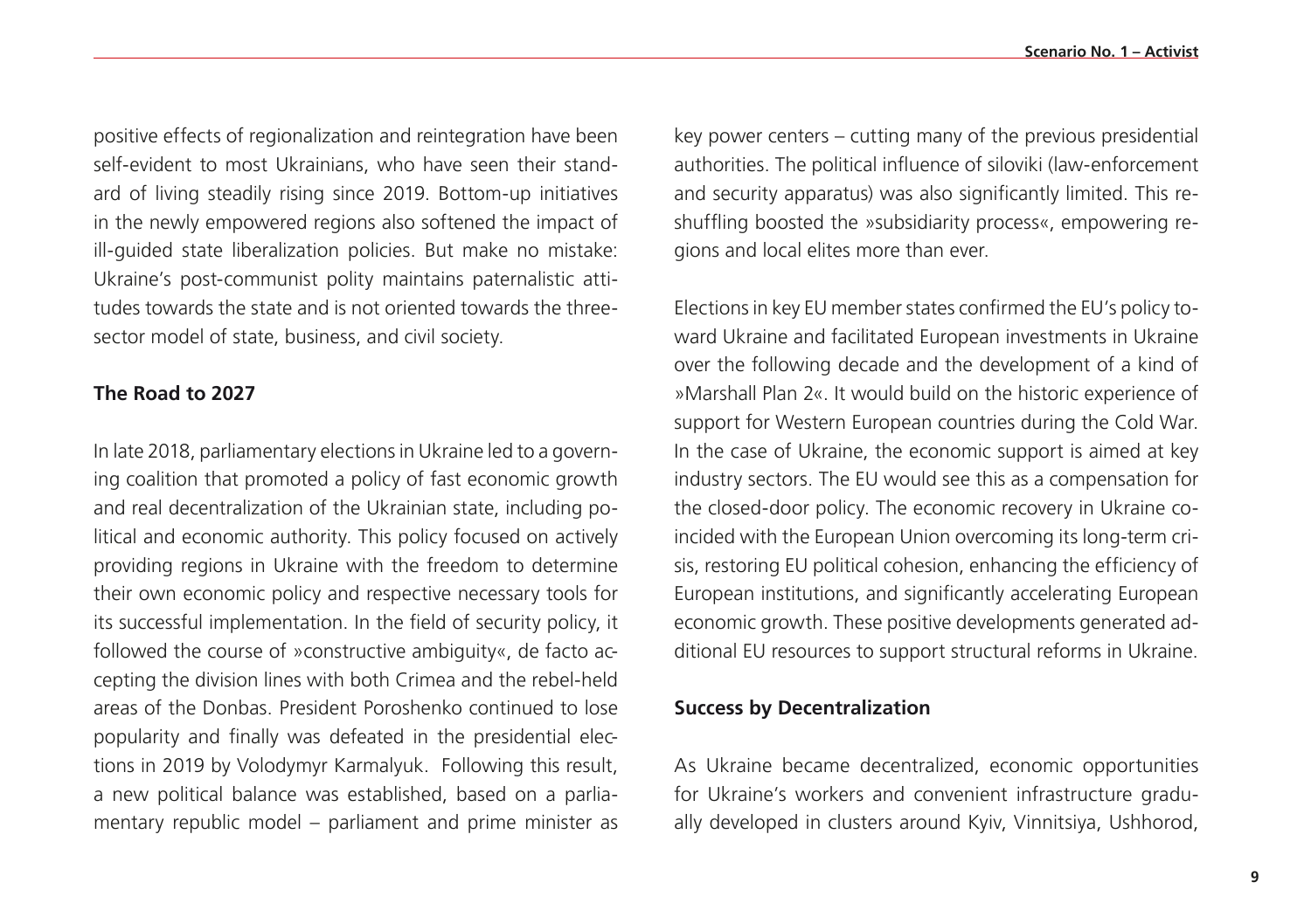positive effects of regionalization and reintegration have been self-evident to most Ukrainians, who have seen their standard of living steadily rising since 2019. Bottom-up initiatives in the newly empowered regions also softened the impact of ill-guided state liberalization policies. But make no mistake: Ukraine's post-communist polity maintains paternalistic attitudes towards the state and is not oriented towards the three-sector model of state, business, and civil society.

### The Road to 2027

In late 2018, parliamentary elections in Ukraine led to a governing coalition that promoted a policy of fast economic growth and real decentralization of the Ukrainian state, including political and economic authority. This policy focused on actively providing regions in Ukraine with the freedom to determine their own economic policy and respective necessary tools for its successful implementation. In the field of security policy, it followed the course of »constructive ambiguity«, de facto accepting the division lines with both Crimea and the rebel-held areas of the Donbas. President Poroshenko continued to lose popularity and finally was defeated in the presidential elections in 2019 by Volodymyr Karmalyuk. Following this result, a new political balance was established, based on a parliamentary republic model – parliament and prime minister as key power centers – cutting many of the previous presidential authorities. The political influence of siloviki (law-enforcement and security apparatus) was also significantly limited. This reshuffling boosted the »subsidiarity process«, empowering regions and local elites more than ever.

Elections in key EU member states confirmed the EU's policy toward Ukraine and facilitated European investments in Ukraine over the following decade and the development of a kind of »Marshall Plan 2«. It would build on the historic experience of support for Western European countries during the Cold War. In the case of Ukraine, the economic support is aimed at key industry sectors. The EU would see this as a compensation for the closed-door policy. The economic recovery in Ukraine coincided with the European Union overcoming its long-term crisis, restoring EU political cohesion, enhancing the efficiency of European institutions, and significantly accelerating European economic growth. These positive developments generated additional EU resources to support structural reforms in Ukraine.

### Success by Decentralization

As Ukraine became decentralized, economic opportunities for Ukraine's workers and convenient infrastructure gradually developed in clusters around Kyiv, Vinnitsiya, Ushhorod,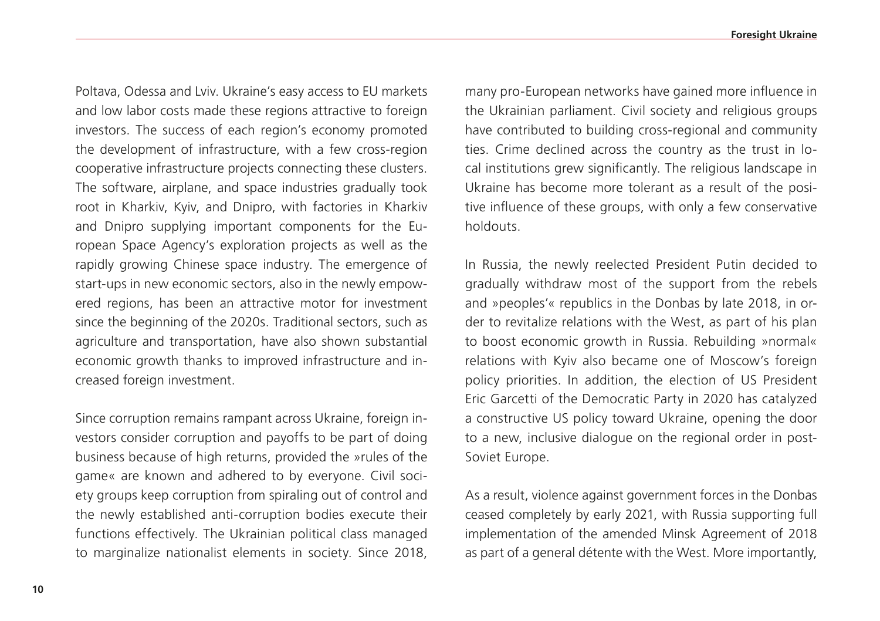Poltava, Odessa and Lviv. Ukraine's easy access to EU markets and low labor costs made these regions attractive to foreign investors. The success of each region's economy promoted the development of infrastructure, with a few cross-region cooperative infrastructure projects connecting these clusters. The software, airplane, and space industries gradually took root in Kharkiv, Kyiv, and Dnipro, with factories in Kharkiv and Dnipro supplying important components for the European Space Agency's exploration projects as well as the rapidly growing Chinese space industry. The emergence of start-ups in new economic sectors, also in the newly empowered regions, has been an attractive motor for investment since the beginning of the 2020s. Traditional sectors, such as agriculture and transportation, have also shown substantial economic growth thanks to improved infrastructure and increased foreign investment.

Since corruption remains rampant across Ukraine, foreign investors consider corruption and payoffs to be part of doing business because of high returns, provided the »rules of the game« are known and adhered to by everyone. Civil society groups keep corruption from spiraling out of control and the newly established anti-corruption bodies execute their functions effectively. The Ukrainian political class managed to marginalize nationalist elements in society. Since 2018, many pro-European networks have gained more influence in the Ukrainian parliament. Civil society and religious groups have contributed to building cross-regional and community ties. Crime declined across the country as the trust in local institutions grew significantly. The religious landscape in Ukraine has become more tolerant as a result of the positive influence of these groups, with only a few conservative holdouts.

In Russia, the newly reelected President Putin decided to gradually withdraw most of the support from the rebels and »peoples'« republics in the Donbas by late 2018, in order to revitalize relations with the West, as part of his plan to boost economic growth in Russia. Rebuilding »normal« relations with Kyiv also became one of Moscow's foreign policy priorities. In addition, the election of US President Eric Garcetti of the Democratic Party in 2020 has catalyzed a constructive US policy toward Ukraine, opening the door to a new, inclusive dialogue on the regional order in post-Soviet Europe.

As a result, violence against government forces in the Donbas ceased completely by early 2021, with Russia supporting full implementation of the amended Minsk Agreement of 2018 as part of a general détente with the West. More importantly,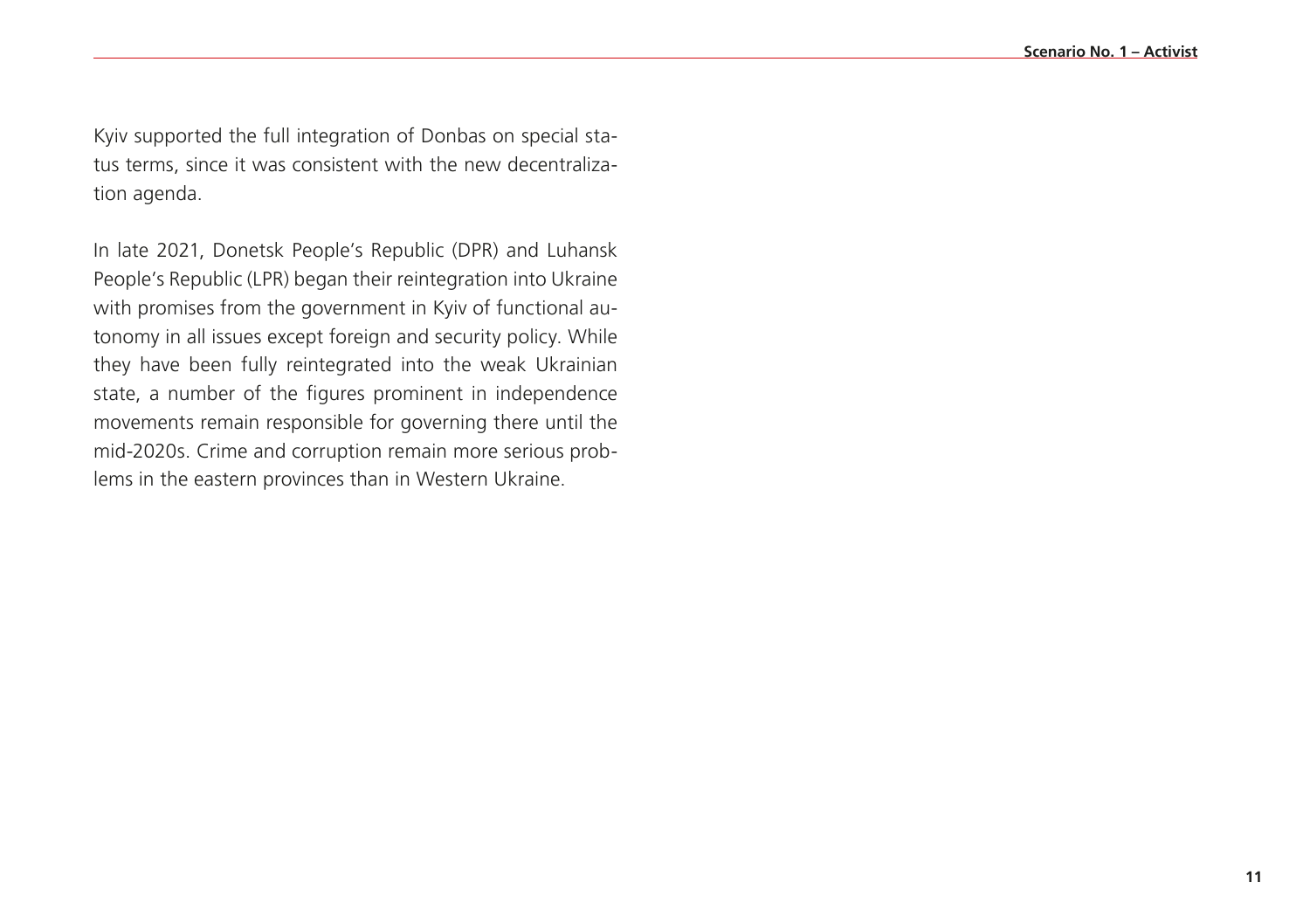Kyiv supported the full integration of Donbas on special status terms, since it was consistent with the new decentralization agenda.

In late 2021, Donetsk People's Republic (DPR) and Luhansk People's Republic (LPR) began their reintegration into Ukraine with promises from the government in Kyiv of functional autonomy in all issues except foreign and security policy. While they have been fully reintegrated into the weak Ukrainian state, a number of the figures prominent in independence movements remain responsible for governing there until the mid-2020s. Crime and corruption remain more serious problems in the eastern provinces than in Western Ukraine.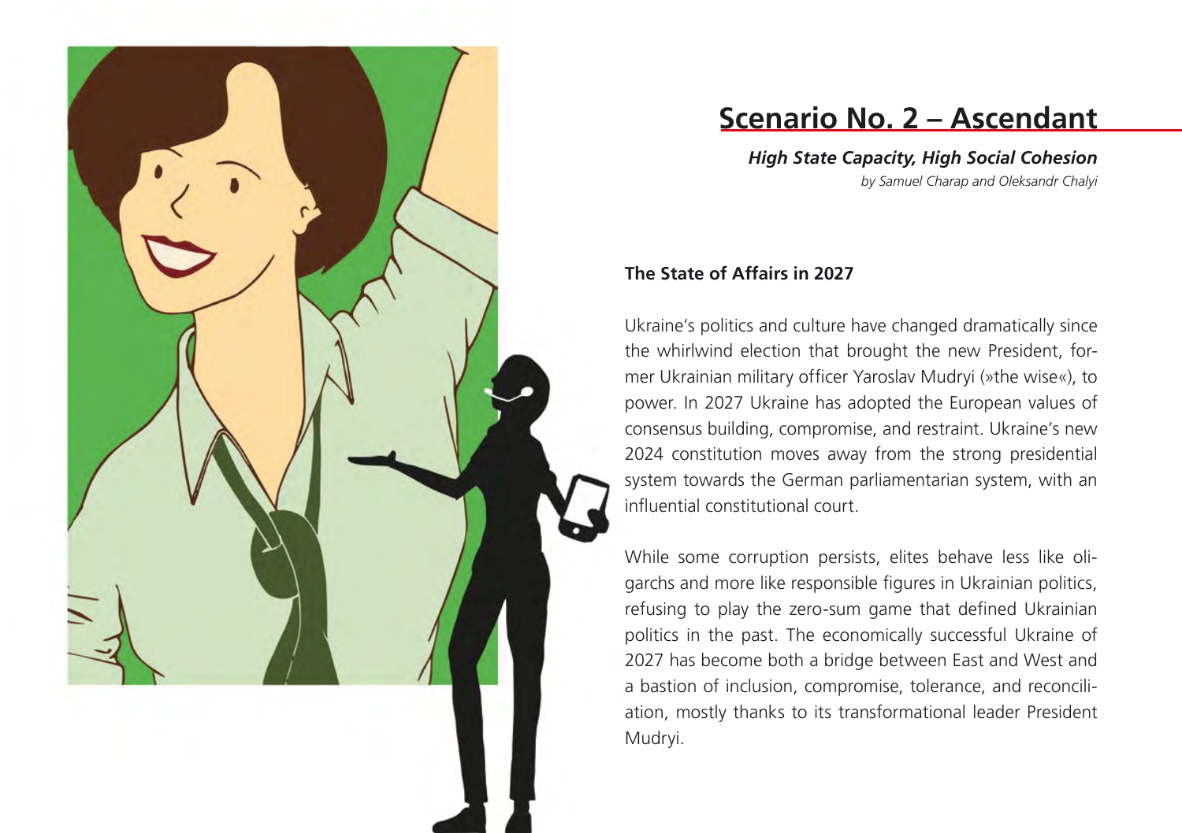## Scenario No. 2 – Ascendant

***High State Capacity, High Social Cohesion***

*by Samuel Charap and Oleksandr Chalyi*

**The State of Affairs in 2027**

Ukraine's politics and culture have changed dramatically since the whirlwind election that brought the new President, former Ukrainian military officer Yaroslav Mudryi (»the wise«), to power. In 2027 Ukraine has adopted the European values of consensus building, compromise, and restraint. Ukraine's new 2024 constitution moves away from the strong presidential system towards the German parliamentarian system, with an influential constitutional court.

While some corruption persists, elites behave less like oligarchs and more like responsible figures in Ukrainian politics, refusing to play the zero-sum game that defined Ukrainian politics in the past. The economically successful Ukraine of 2027 has become both a bridge between East and West and a bastion of inclusion, compromise, tolerance, and reconciliation, mostly thanks to its transformational leader President Mudryi.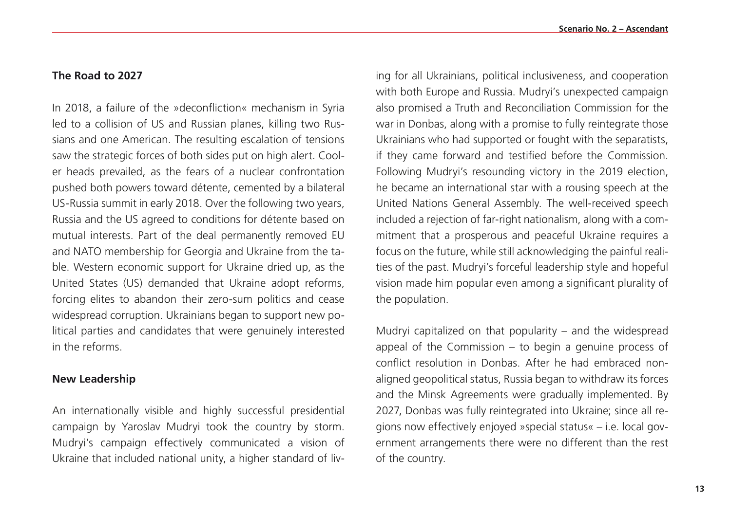## The Road to 2027

In 2018, a failure of the »deconfliction« mechanism in Syria led to a collision of US and Russian planes, killing two Russians and one American. The resulting escalation of tensions saw the strategic forces of both sides put on high alert. Cooler heads prevailed, as the fears of a nuclear confrontation pushed both powers toward détente, cemented by a bilateral US-Russia summit in early 2018. Over the following two years, Russia and the US agreed to conditions for détente based on mutual interests. Part of the deal permanently removed EU and NATO membership for Georgia and Ukraine from the table. Western economic support for Ukraine dried up, as the United States (US) demanded that Ukraine adopt reforms, forcing elites to abandon their zero-sum politics and cease widespread corruption. Ukrainians began to support new political parties and candidates that were genuinely interested in the reforms.

## New Leadership

An internationally visible and highly successful presidential campaign by Yaroslav Mudryi took the country by storm. Mudryi's campaign effectively communicated a vision of Ukraine that included national unity, a higher standard of living for all Ukrainians, political inclusiveness, and cooperation with both Europe and Russia. Mudryi's unexpected campaign also promised a Truth and Reconciliation Commission for the war in Donbas, along with a promise to fully reintegrate those Ukrainians who had supported or fought with the separatists, if they came forward and testified before the Commission. Following Mudryi's resounding victory in the 2019 election, he became an international star with a rousing speech at the United Nations General Assembly. The well-received speech included a rejection of far-right nationalism, along with a commitment that a prosperous and peaceful Ukraine requires a focus on the future, while still acknowledging the painful realities of the past. Mudryi's forceful leadership style and hopeful vision made him popular even among a significant plurality of the population.

Mudryi capitalized on that popularity – and the widespread appeal of the Commission – to begin a genuine process of conflict resolution in Donbas. After he had embraced non-aligned geopolitical status, Russia began to withdraw its forces and the Minsk Agreements were gradually implemented. By 2027, Donbas was fully reintegrated into Ukraine; since all regions now effectively enjoyed »special status« – i.e. local government arrangements there were no different than the rest of the country.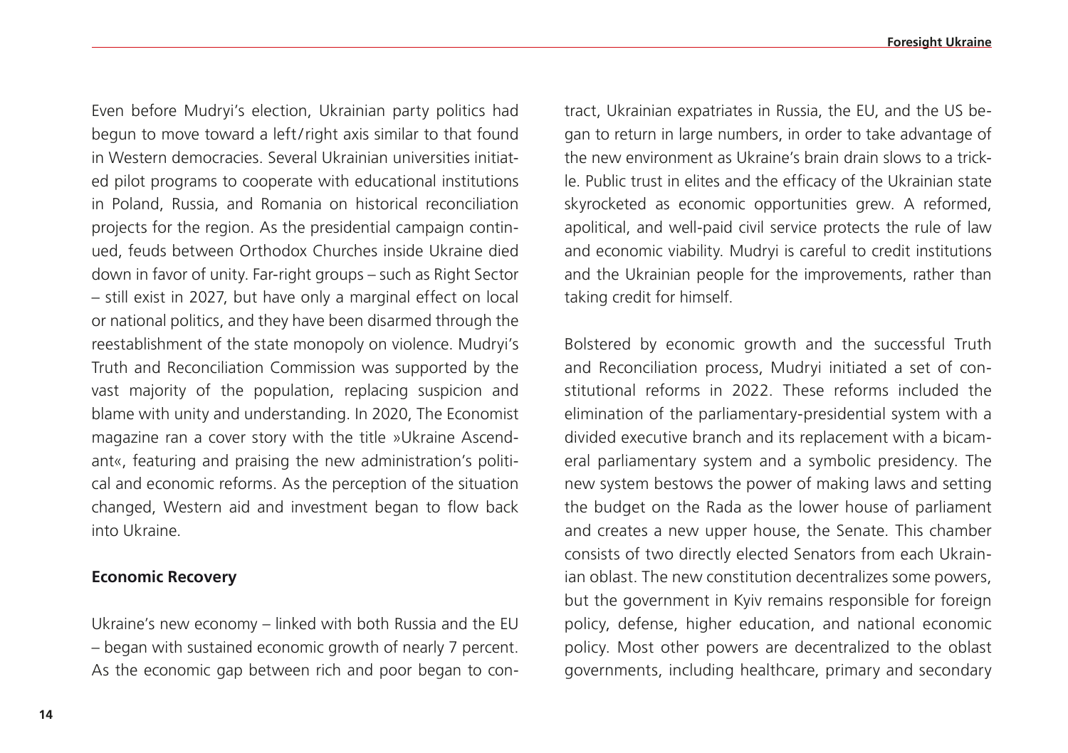Even before Mudryi's election, Ukrainian party politics had begun to move toward a left/right axis similar to that found in Western democracies. Several Ukrainian universities initiated pilot programs to cooperate with educational institutions in Poland, Russia, and Romania on historical reconciliation projects for the region. As the presidential campaign continued, feuds between Orthodox Churches inside Ukraine died down in favor of unity. Far-right groups – such as Right Sector – still exist in 2027, but have only a marginal effect on local or national politics, and they have been disarmed through the reestablishment of the state monopoly on violence. Mudryi's Truth and Reconciliation Commission was supported by the vast majority of the population, replacing suspicion and blame with unity and understanding. In 2020, The Economist magazine ran a cover story with the title »Ukraine Ascendant«, featuring and praising the new administration's political and economic reforms. As the perception of the situation changed, Western aid and investment began to flow back into Ukraine.

**Economic Recovery**

Ukraine's new economy – linked with both Russia and the EU – began with sustained economic growth of nearly 7 percent. As the economic gap between rich and poor began to contract, Ukrainian expatriates in Russia, the EU, and the US began to return in large numbers, in order to take advantage of the new environment as Ukraine's brain drain slows to a trickle. Public trust in elites and the efficacy of the Ukrainian state skyrocketed as economic opportunities grew. A reformed, apolitical, and well-paid civil service protects the rule of law and economic viability. Mudryi is careful to credit institutions and the Ukrainian people for the improvements, rather than taking credit for himself.

Bolstered by economic growth and the successful Truth and Reconciliation process, Mudryi initiated a set of constitutional reforms in 2022. These reforms included the elimination of the parliamentary-presidential system with a divided executive branch and its replacement with a bicameral parliamentary system and a symbolic presidency. The new system bestows the power of making laws and setting the budget on the Rada as the lower house of parliament and creates a new upper house, the Senate. This chamber consists of two directly elected Senators from each Ukrainian oblast. The new constitution decentralizes some powers, but the government in Kyiv remains responsible for foreign policy, defense, higher education, and national economic policy. Most other powers are decentralized to the oblast governments, including healthcare, primary and secondary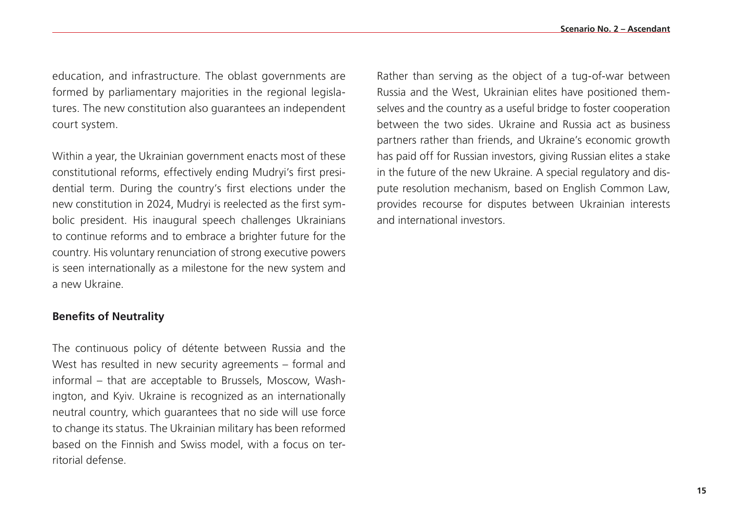education, and infrastructure. The oblast governments are formed by parliamentary majorities in the regional legislatures. The new constitution also guarantees an independent court system.

Within a year, the Ukrainian government enacts most of these constitutional reforms, effectively ending Mudryi's first presidential term. During the country's first elections under the new constitution in 2024, Mudryi is reelected as the first symbolic president. His inaugural speech challenges Ukrainians to continue reforms and to embrace a brighter future for the country. His voluntary renunciation of strong executive powers is seen internationally as a milestone for the new system and a new Ukraine.

**Benefits of Neutrality**

The continuous policy of détente between Russia and the West has resulted in new security agreements – formal and informal – that are acceptable to Brussels, Moscow, Washington, and Kyiv. Ukraine is recognized as an internationally neutral country, which guarantees that no side will use force to change its status. The Ukrainian military has been reformed based on the Finnish and Swiss model, with a focus on territorial defense.

Rather than serving as the object of a tug-of-war between Russia and the West, Ukrainian elites have positioned themselves and the country as a useful bridge to foster cooperation between the two sides. Ukraine and Russia act as business partners rather than friends, and Ukraine's economic growth has paid off for Russian investors, giving Russian elites a stake in the future of the new Ukraine. A special regulatory and dispute resolution mechanism, based on English Common Law, provides recourse for disputes between Ukrainian interests and international investors.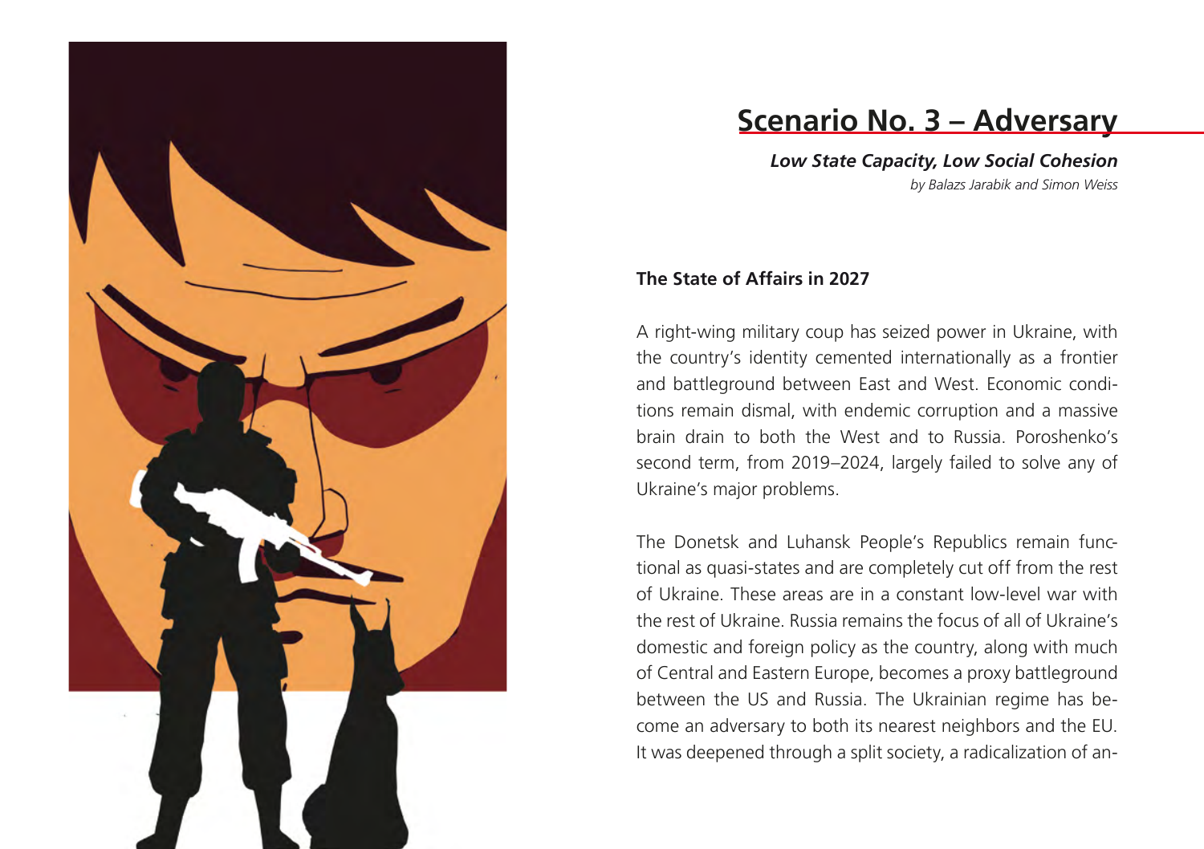## Scenario No. 3 – Adversary

***Low State Capacity, Low Social Cohesion***

*by Balazs Jarabik and Simon Weiss*

### The State of Affairs in 2027

A right-wing military coup has seized power in Ukraine, with the country's identity cemented internationally as a frontier and battleground between East and West. Economic conditions remain dismal, with endemic corruption and a massive brain drain to both the West and to Russia. Poroshenko's second term, from 2019–2024, largely failed to solve any of Ukraine's major problems.

The Donetsk and Luhansk People's Republics remain functional as quasi-states and are completely cut off from the rest of Ukraine. These areas are in a constant low-level war with the rest of Ukraine. Russia remains the focus of all of Ukraine's domestic and foreign policy as the country, along with much of Central and Eastern Europe, becomes a proxy battleground between the US and Russia. The Ukrainian regime has become an adversary to both its nearest neighbors and the EU. It was deepened through a split society, a radicalization of an-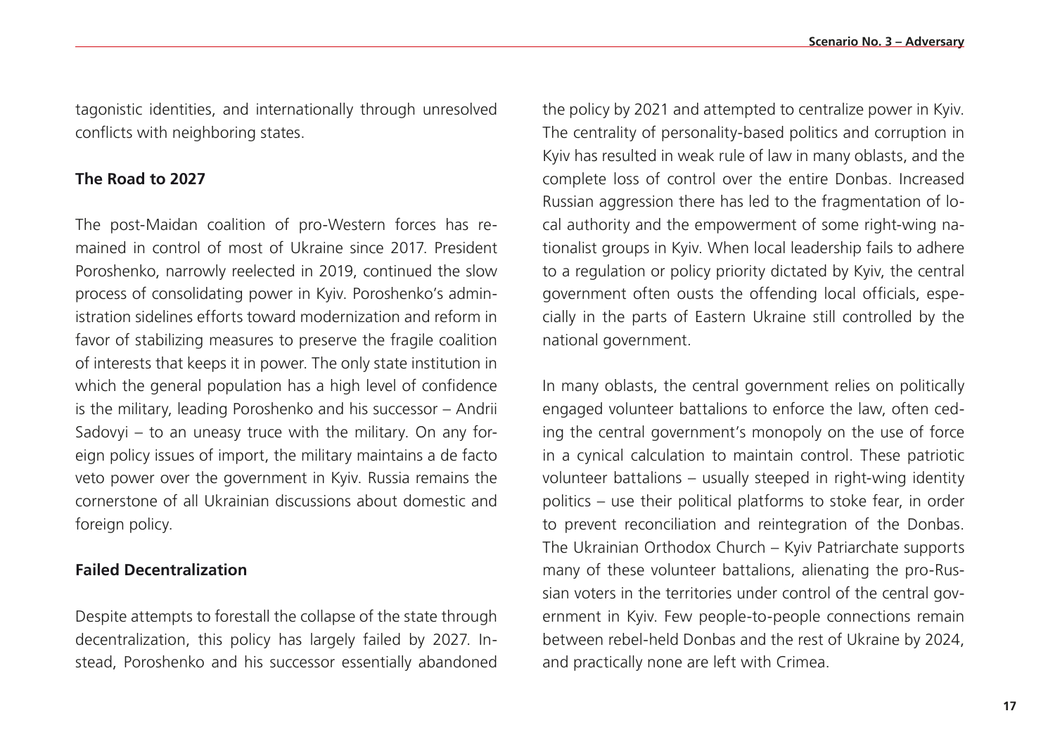tagonistic identities, and internationally through unresolved conflicts with neighboring states.

### The Road to 2027

The post-Maidan coalition of pro-Western forces has remained in control of most of Ukraine since 2017. President Poroshenko, narrowly reelected in 2019, continued the slow process of consolidating power in Kyiv. Poroshenko's administration sidelines efforts toward modernization and reform in favor of stabilizing measures to preserve the fragile coalition of interests that keeps it in power. The only state institution in which the general population has a high level of confidence is the military, leading Poroshenko and his successor – Andrii Sadovyi – to an uneasy truce with the military. On any foreign policy issues of import, the military maintains a de facto veto power over the government in Kyiv. Russia remains the cornerstone of all Ukrainian discussions about domestic and foreign policy.

### Failed Decentralization

Despite attempts to forestall the collapse of the state through decentralization, this policy has largely failed by 2027. Instead, Poroshenko and his successor essentially abandoned the policy by 2021 and attempted to centralize power in Kyiv. The centrality of personality-based politics and corruption in Kyiv has resulted in weak rule of law in many oblasts, and the complete loss of control over the entire Donbas. Increased Russian aggression there has led to the fragmentation of local authority and the empowerment of some right-wing nationalist groups in Kyiv. When local leadership fails to adhere to a regulation or policy priority dictated by Kyiv, the central government often ousts the offending local officials, especially in the parts of Eastern Ukraine still controlled by the national government.

In many oblasts, the central government relies on politically engaged volunteer battalions to enforce the law, often ceding the central government's monopoly on the use of force in a cynical calculation to maintain control. These patriotic volunteer battalions – usually steeped in right-wing identity politics – use their political platforms to stoke fear, in order to prevent reconciliation and reintegration of the Donbas. The Ukrainian Orthodox Church – Kyiv Patriarchate supports many of these volunteer battalions, alienating the pro-Russian voters in the territories under control of the central government in Kyiv. Few people-to-people connections remain between rebel-held Donbas and the rest of Ukraine by 2024, and practically none are left with Crimea.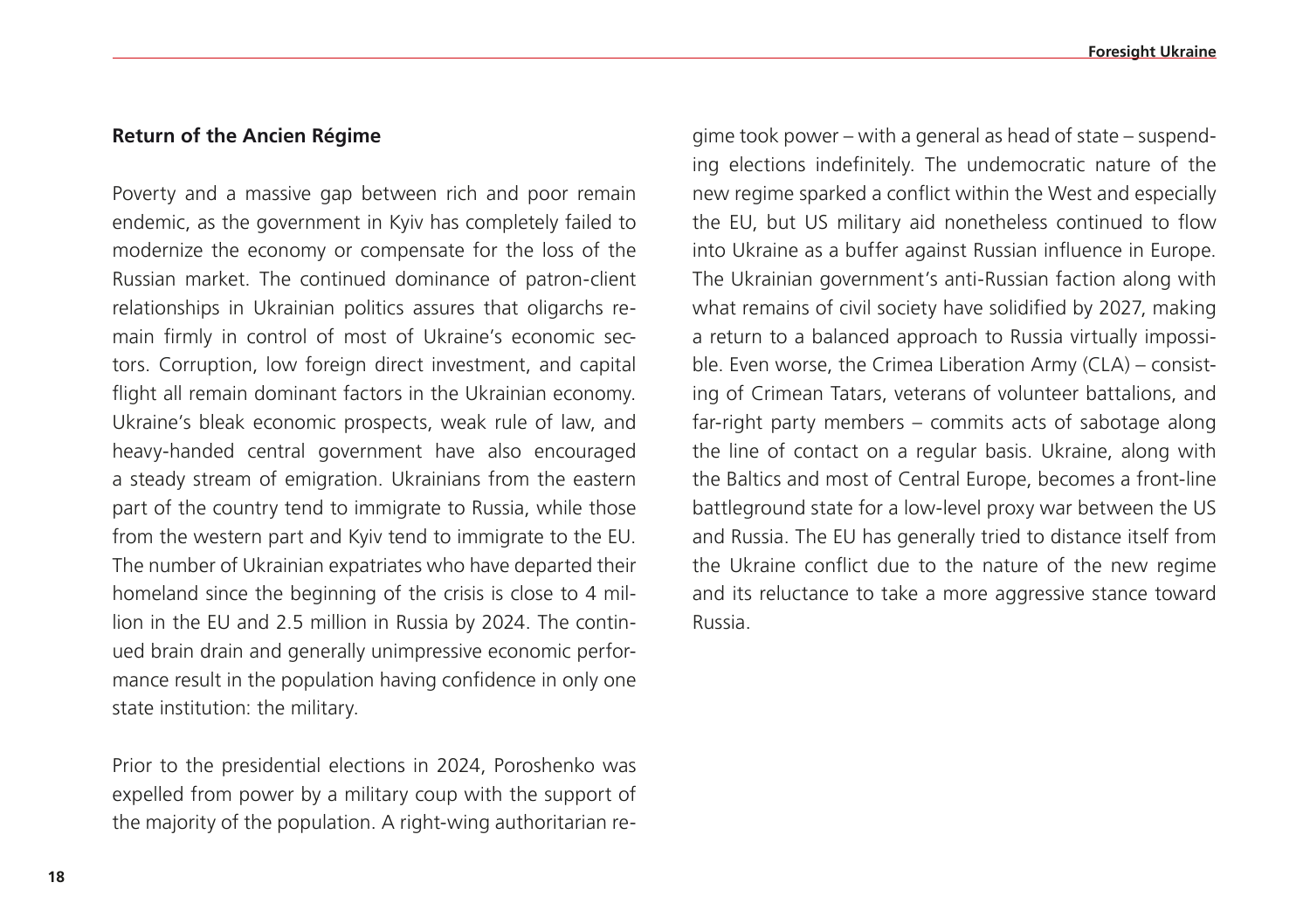### Return of the Ancien Régime

Poverty and a massive gap between rich and poor remain endemic, as the government in Kyiv has completely failed to modernize the economy or compensate for the loss of the Russian market. The continued dominance of patron-client relationships in Ukrainian politics assures that oligarchs remain firmly in control of most of Ukraine's economic sectors. Corruption, low foreign direct investment, and capital flight all remain dominant factors in the Ukrainian economy. Ukraine's bleak economic prospects, weak rule of law, and heavy-handed central government have also encouraged a steady stream of emigration. Ukrainians from the eastern part of the country tend to immigrate to Russia, while those from the western part and Kyiv tend to immigrate to the EU. The number of Ukrainian expatriates who have departed their homeland since the beginning of the crisis is close to 4 million in the EU and 2.5 million in Russia by 2024. The continued brain drain and generally unimpressive economic performance result in the population having confidence in only one state institution: the military.

Prior to the presidential elections in 2024, Poroshenko was expelled from power by a military coup with the support of the majority of the population. A right-wing authoritarian regime took power – with a general as head of state – suspending elections indefinitely. The undemocratic nature of the new regime sparked a conflict within the West and especially the EU, but US military aid nonetheless continued to flow into Ukraine as a buffer against Russian influence in Europe. The Ukrainian government's anti-Russian faction along with what remains of civil society have solidified by 2027, making a return to a balanced approach to Russia virtually impossible. Even worse, the Crimea Liberation Army (CLA) – consisting of Crimean Tatars, veterans of volunteer battalions, and far-right party members – commits acts of sabotage along the line of contact on a regular basis. Ukraine, along with the Baltics and most of Central Europe, becomes a front-line battleground state for a low-level proxy war between the US and Russia. The EU has generally tried to distance itself from the Ukraine conflict due to the nature of the new regime and its reluctance to take a more aggressive stance toward Russia.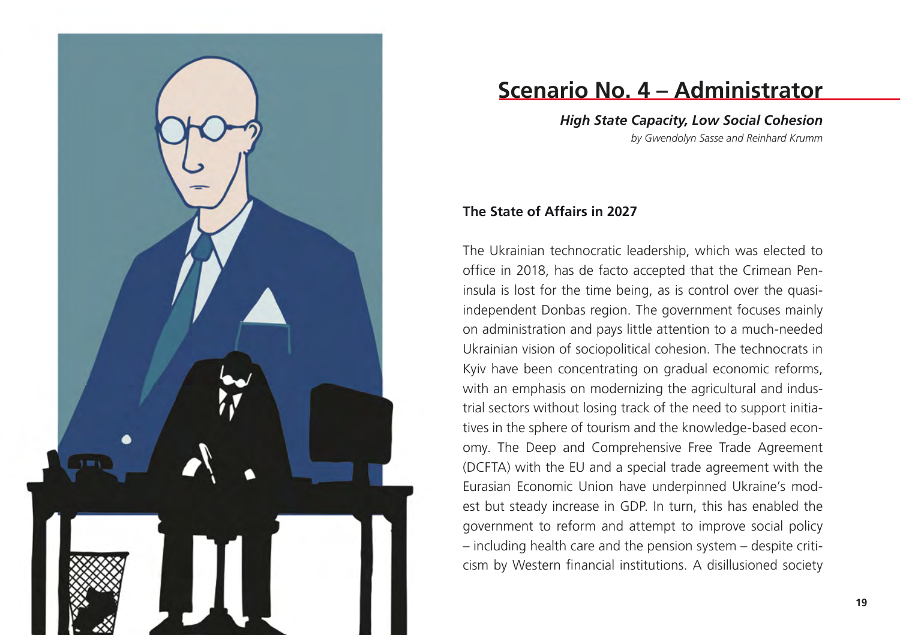# Scenario No. 4 – Administrator

***High State Capacity, Low Social Cohesion***

*by Gwendolyn Sasse and Reinhard Krumm*

### The State of Affairs in 2027

The Ukrainian technocratic leadership, which was elected to office in 2018, has de facto accepted that the Crimean Peninsula is lost for the time being, as is control over the quasi-independent Donbas region. The government focuses mainly on administration and pays little attention to a much-needed Ukrainian vision of sociopolitical cohesion. The technocrats in Kyiv have been concentrating on gradual economic reforms, with an emphasis on modernizing the agricultural and industrial sectors without losing track of the need to support initiatives in the sphere of tourism and the knowledge-based economy. The Deep and Comprehensive Free Trade Agreement (DCFTA) with the EU and a special trade agreement with the Eurasian Economic Union have underpinned Ukraine's modest but steady increase in GDP. In turn, this has enabled the government to reform and attempt to improve social policy – including health care and the pension system – despite criticism by Western financial institutions. A disillusioned society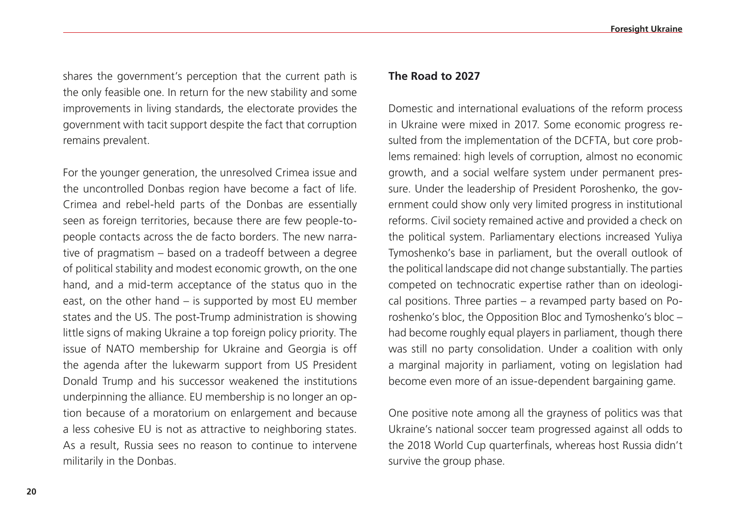shares the government's perception that the current path is the only feasible one. In return for the new stability and some improvements in living standards, the electorate provides the government with tacit support despite the fact that corruption remains prevalent.

For the younger generation, the unresolved Crimea issue and the uncontrolled Donbas region have become a fact of life. Crimea and rebel-held parts of the Donbas are essentially seen as foreign territories, because there are few people-to-people contacts across the de facto borders. The new narrative of pragmatism – based on a tradeoff between a degree of political stability and modest economic growth, on the one hand, and a mid-term acceptance of the status quo in the east, on the other hand – is supported by most EU member states and the US. The post-Trump administration is showing little signs of making Ukraine a top foreign policy priority. The issue of NATO membership for Ukraine and Georgia is off the agenda after the lukewarm support from US President Donald Trump and his successor weakened the institutions underpinning the alliance. EU membership is no longer an option because of a moratorium on enlargement and because a less cohesive EU is not as attractive to neighboring states. As a result, Russia sees no reason to continue to intervene militarily in the Donbas.

**The Road to 2027**

Domestic and international evaluations of the reform process in Ukraine were mixed in 2017. Some economic progress resulted from the implementation of the DCFTA, but core problems remained: high levels of corruption, almost no economic growth, and a social welfare system under permanent pressure. Under the leadership of President Poroshenko, the government could show only very limited progress in institutional reforms. Civil society remained active and provided a check on the political system. Parliamentary elections increased Yuliya Tymoshenko's base in parliament, but the overall outlook of the political landscape did not change substantially. The parties competed on technocratic expertise rather than on ideological positions. Three parties – a revamped party based on Poroshenko's bloc, the Opposition Bloc and Tymoshenko's bloc – had become roughly equal players in parliament, though there was still no party consolidation. Under a coalition with only a marginal majority in parliament, voting on legislation had become even more of an issue-dependent bargaining game.

One positive note among all the grayness of politics was that Ukraine's national soccer team progressed against all odds to the 2018 World Cup quarterfinals, whereas host Russia didn't survive the group phase.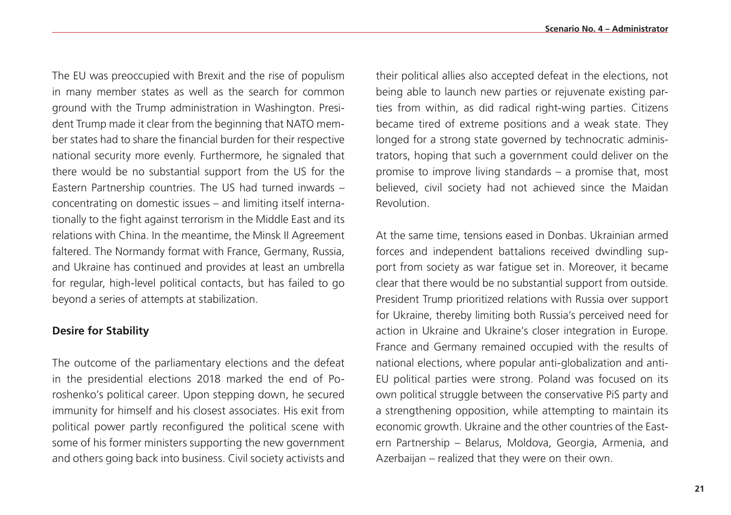The EU was preoccupied with Brexit and the rise of populism in many member states as well as the search for common ground with the Trump administration in Washington. President Trump made it clear from the beginning that NATO member states had to share the financial burden for their respective national security more evenly. Furthermore, he signaled that there would be no substantial support from the US for the Eastern Partnership countries. The US had turned inwards – concentrating on domestic issues – and limiting itself internationally to the fight against terrorism in the Middle East and its relations with China. In the meantime, the Minsk II Agreement faltered. The Normandy format with France, Germany, Russia, and Ukraine has continued and provides at least an umbrella for regular, high-level political contacts, but has failed to go beyond a series of attempts at stabilization.

**Desire for Stability**

The outcome of the parliamentary elections and the defeat in the presidential elections 2018 marked the end of Poroshenko's political career. Upon stepping down, he secured immunity for himself and his closest associates. His exit from political power partly reconfigured the political scene with some of his former ministers supporting the new government and others going back into business. Civil society activists and their political allies also accepted defeat in the elections, not being able to launch new parties or rejuvenate existing parties from within, as did radical right-wing parties. Citizens became tired of extreme positions and a weak state. They longed for a strong state governed by technocratic administrators, hoping that such a government could deliver on the promise to improve living standards – a promise that, most believed, civil society had not achieved since the Maidan Revolution.

At the same time, tensions eased in Donbas. Ukrainian armed forces and independent battalions received dwindling support from society as war fatigue set in. Moreover, it became clear that there would be no substantial support from outside. President Trump prioritized relations with Russia over support for Ukraine, thereby limiting both Russia's perceived need for action in Ukraine and Ukraine's closer integration in Europe. France and Germany remained occupied with the results of national elections, where popular anti-globalization and anti-EU political parties were strong. Poland was focused on its own political struggle between the conservative PiS party and a strengthening opposition, while attempting to maintain its economic growth. Ukraine and the other countries of the Eastern Partnership – Belarus, Moldova, Georgia, Armenia, and Azerbaijan – realized that they were on their own.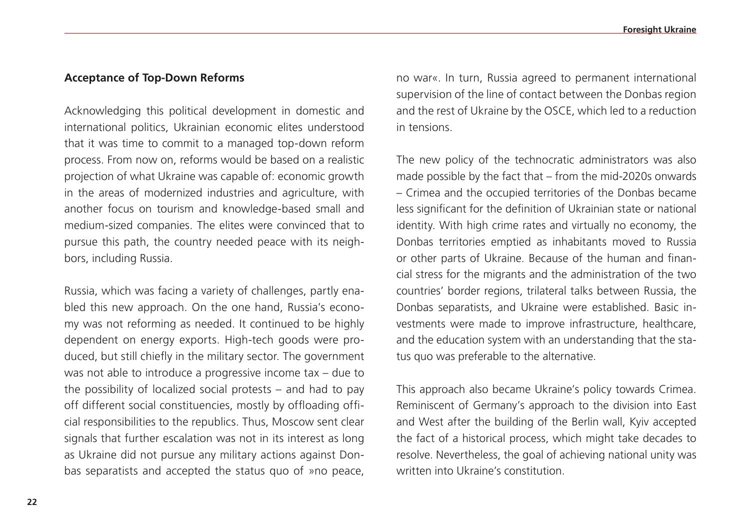### Acceptance of Top-Down Reforms

Acknowledging this political development in domestic and international politics, Ukrainian economic elites understood that it was time to commit to a managed top-down reform process. From now on, reforms would be based on a realistic projection of what Ukraine was capable of: economic growth in the areas of modernized industries and agriculture, with another focus on tourism and knowledge-based small and medium-sized companies. The elites were convinced that to pursue this path, the country needed peace with its neighbors, including Russia.

Russia, which was facing a variety of challenges, partly enabled this new approach. On the one hand, Russia's economy was not reforming as needed. It continued to be highly dependent on energy exports. High-tech goods were produced, but still chiefly in the military sector. The government was not able to introduce a progressive income tax – due to the possibility of localized social protests – and had to pay off different social constituencies, mostly by offloading official responsibilities to the republics. Thus, Moscow sent clear signals that further escalation was not in its interest as long as Ukraine did not pursue any military actions against Donbas separatists and accepted the status quo of »no peace, no war«. In turn, Russia agreed to permanent international supervision of the line of contact between the Donbas region and the rest of Ukraine by the OSCE, which led to a reduction in tensions.

The new policy of the technocratic administrators was also made possible by the fact that – from the mid-2020s onwards – Crimea and the occupied territories of the Donbas became less significant for the definition of Ukrainian state or national identity. With high crime rates and virtually no economy, the Donbas territories emptied as inhabitants moved to Russia or other parts of Ukraine. Because of the human and financial stress for the migrants and the administration of the two countries' border regions, trilateral talks between Russia, the Donbas separatists, and Ukraine were established. Basic investments were made to improve infrastructure, healthcare, and the education system with an understanding that the status quo was preferable to the alternative.

This approach also became Ukraine's policy towards Crimea. Reminiscent of Germany's approach to the division into East and West after the building of the Berlin wall, Kyiv accepted the fact of a historical process, which might take decades to resolve. Nevertheless, the goal of achieving national unity was written into Ukraine's constitution.